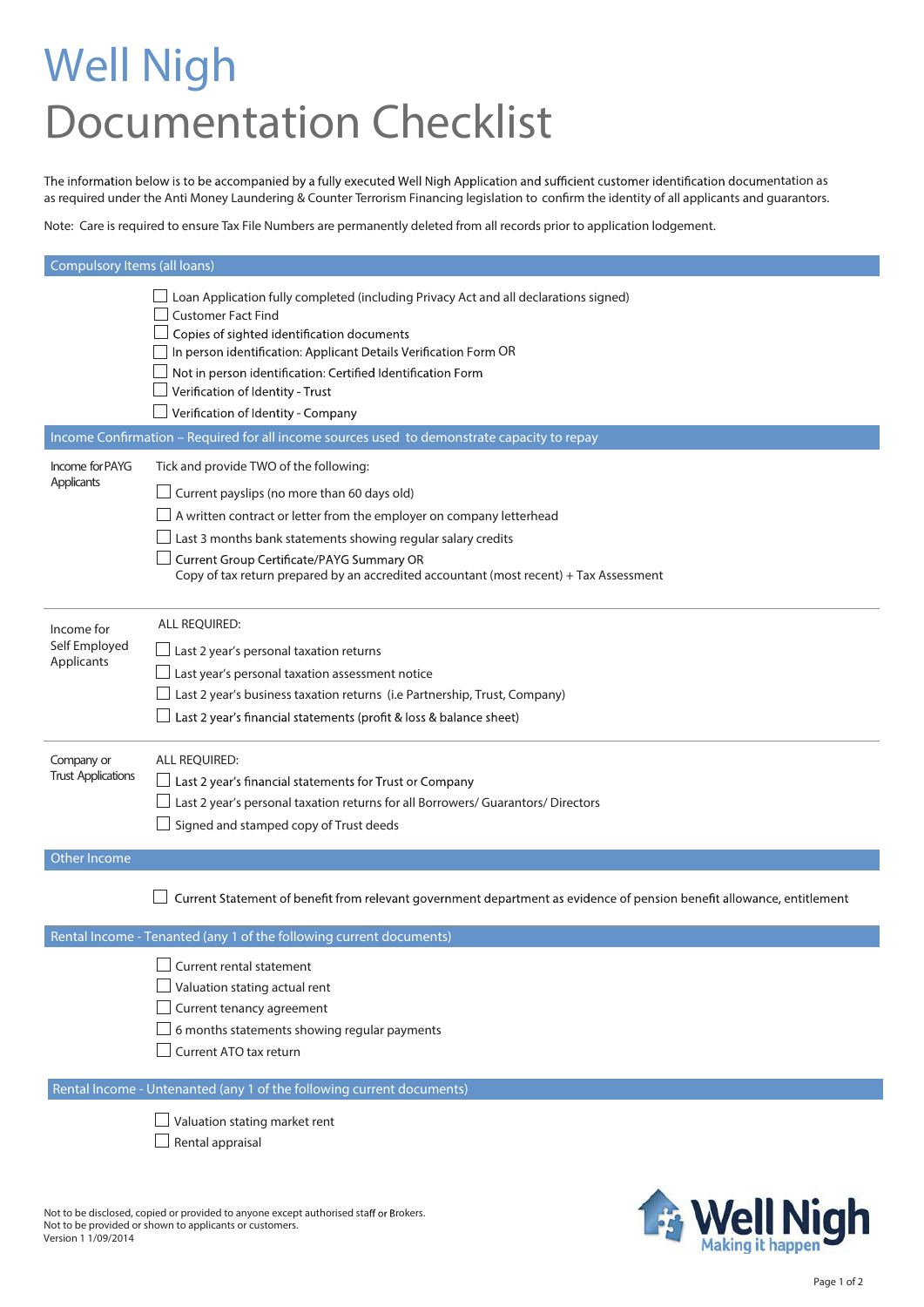# Well Nigh
# Documentation Checklist

The information below is to be accompanied by a fully executed Well Nigh Application and sufficient customer identification documentation as as required under the Anti Money Laundering & Counter Terrorism Financing legislation to confirm the identity of all applicants and guarantors.

Note: Care is required to ensure Tax File Numbers are permanently deleted from all records prior to application lodgement.

## Compulsory Items (all loans)

- ☐ Loan Application fully completed (including Privacy Act and all declarations signed)
- ☐ Customer Fact Find
- ☐ Copies of sighted identification documents
- ☐ In person identification: Applicant Details Verification Form OR
- ☐ Not in person identification: Certified Identification Form
- ☐ Verification of Identity - Trust
- ☐ Verification of Identity - Company

## Income Confirmation – Required for all income sources used to demonstrate capacity to repay

**Income for PAYG Applicants**

Tick and provide TWO of the following:

- ☐ Current payslips (no more than 60 days old)
- ☐ A written contract or letter from the employer on company letterhead
- ☐ Last 3 months bank statements showing regular salary credits
- ☐ Current Group Certificate/PAYG Summary OR
  Copy of tax return prepared by an accredited accountant (most recent) + Tax Assessment

**Income for Self Employed Applicants**

ALL REQUIRED:

- ☐ Last 2 year's personal taxation returns
- ☐ Last year's personal taxation assessment notice
- ☐ Last 2 year's business taxation returns (i.e Partnership, Trust, Company)
- ☐ Last 2 year's financial statements (profit & loss & balance sheet)

**Company or Trust Applications**

ALL REQUIRED:

- ☐ Last 2 year's financial statements for Trust or Company
- ☐ Last 2 year's personal taxation returns for all Borrowers/ Guarantors/ Directors
- ☐ Signed and stamped copy of Trust deeds

## Other Income

- ☐ Current Statement of benefit from relevant government department as evidence of pension benefit allowance, entitlement

## Rental Income - Tenanted (any 1 of the following current documents)

- ☐ Current rental statement
- ☐ Valuation stating actual rent
- ☐ Current tenancy agreement
- ☐ 6 months statements showing regular payments
- ☐ Current ATO tax return

## Rental Income - Untenanted (any 1 of the following current documents)

- ☐ Valuation stating market rent
- ☐ Rental appraisal

Not to be disclosed, copied or provided to anyone except authorised staff or Brokers.
Not to be provided or shown to applicants or customers.
Version 1 1/09/2014

Well Nigh
Making it happen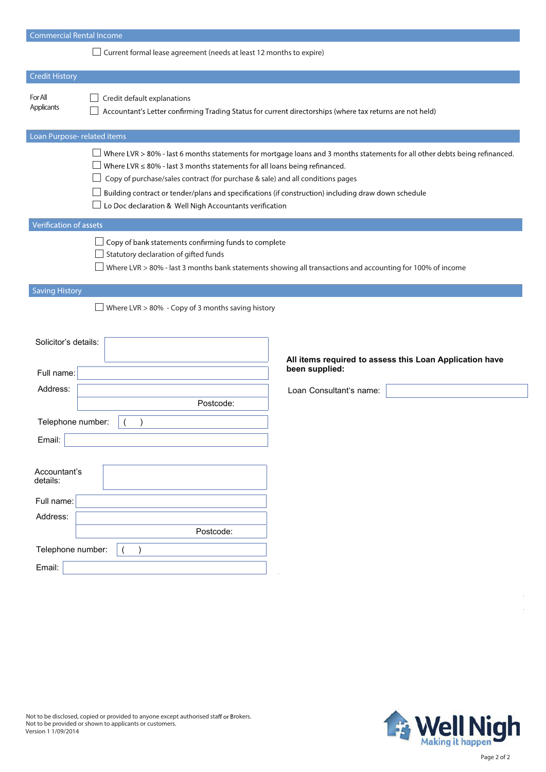## Commercial Rental Income

- ☐ Current formal lease agreement (needs at least 12 months to expire)

## Credit History

For All Applicants

- ☐ Credit default explanations
- ☐ Accountant's Letter confirming Trading Status for current directorships (where tax returns are not held)

## Loan Purpose- related items

- ☐ Where LVR > 80% - last 6 months statements for mortgage loans and 3 months statements for all other debts being refinanced.
- ☐ Where LVR ≤ 80% - last 3 months statements for all loans being refinanced.
- ☐ Copy of purchase/sales contract (for purchase & sale) and all conditions pages
- ☐ Building contract or tender/plans and specifications (if construction) including draw down schedule
- ☐ Lo Doc declaration & Well Nigh Accountants verification

## Verification of assets

- ☐ Copy of bank statements confirming funds to complete
- ☐ Statutory declaration of gifted funds
- ☐ Where LVR > 80% - last 3 months bank statements showing all transactions and accounting for 100% of income

## Saving History

- ☐ Where LVR > 80% - Copy of 3 months saving history

Solicitor's details:

Full name:

Address:

Postcode:

Telephone number: (    )

Email:

Accountant's details:

Full name:

Address:

Postcode:

Telephone number: (    )

Email:

**All items required to assess this Loan Application have been supplied:**

Loan Consultant's name:

Not to be disclosed, copied or provided to anyone except authorised staff or Brokers.
Not to be provided or shown to applicants or customers.
Version 1 1/09/2014

Well Nigh
Making it happen